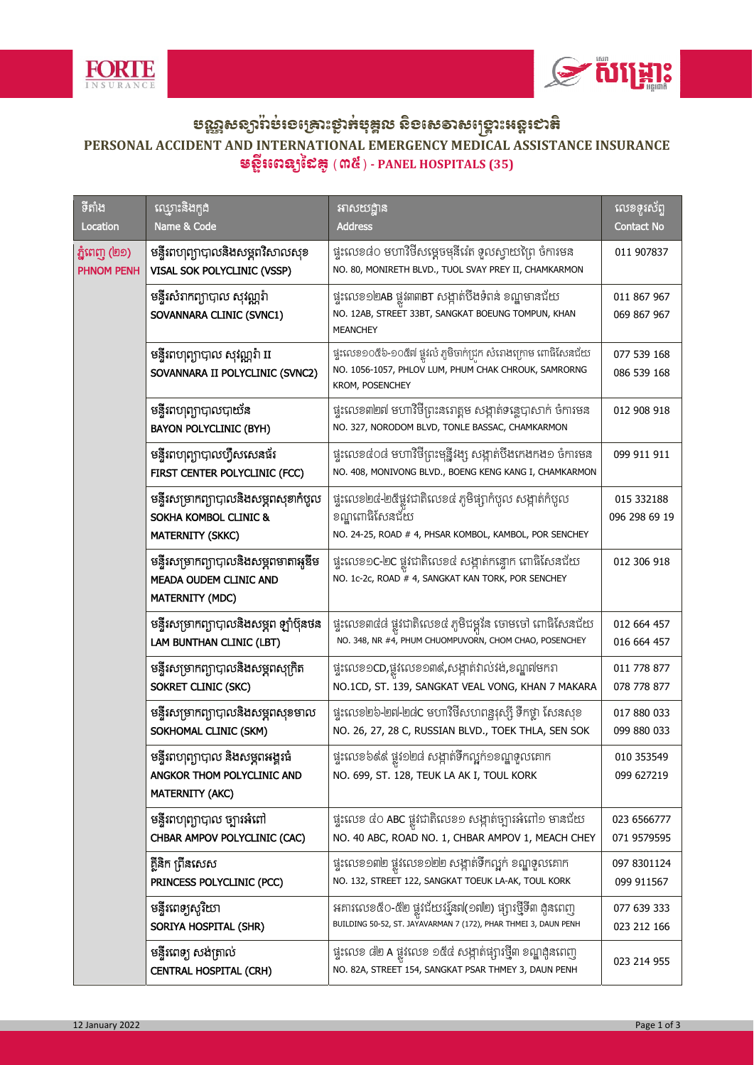# បណ្ណសន្យារ៉ាប់រងគ្រោះថ្នាក់បុគ្គល និងសេវាសង្គ្រោះអន្តរជាតិ

## PERSONAL ACCIDENT AND INTERNATIONAL EMERGENCY MEDICAL ASSISTANCE INSURANCE

### មន្ទីរពេទ្យដៃគូ (៣៥) - PANEL HOSPITALS (35)

| ទីតាំង Location | ឈ្មោះនិងកូដ Name & Code | អាសយដ្ឋាន Address | លេខទូរស័ព្ទ Contact No |
|---|---|---|---|
| ភ្នំពេញ (២១) PHNOM PENH | មន្ទីរពហុព្យាបាលនិងសម្ភពវិសាលសុខ VISAL SOK POLYCLINIC (VSSP) | ផ្ទះលេខ៨០ មហាវិថីសម្តេចមុនីរ៉េត ទួលស្វាយព្រៃ ចំការមន NO. 80, MONIRETH BLVD., TUOL SVAY PREY II, CHAMKARMON | 011 907837 |
| | មន្ទីរសំរាកព្យាបាល សុវណ្ណរ៉ា SOVANNARA CLINIC (SVNC1) | ផ្ទះលេខ១២AB ផ្លូវ៣៣BT សង្កាត់បឹងទំពន់ ខណ្ឌមានជ័យ NO. 12AB, STREET 33BT, SANGKAT BOEUNG TOMPUN, KHAN MEANCHEY | 011 867 967<br>069 867 967 |
| | មន្ទីរពហុព្យាបាល សុវណ្ណរ៉ា II SOVANNARA II POLYCLINIC (SVNC2) | ផ្ទះលេខ១០៥៦-១០៥៧ ផ្លូវលំ ភូមិចាក់ជ្រូក សំរោងក្រោម ពោធិ៍សែនជ័យ NO. 1056-1057, PHLOV LUM, PHUM CHAK CHROUK, SAMRORNG KROM, POSENCHEY | 077 539 168<br>086 539 168 |
| | មន្ទីរពហុព្យាបាលបាយ័ន BAYON POLYCLINIC (BYH) | ផ្ទះលេខ៣២៧ មហាវិថីព្រះនរោត្តម សង្កាត់ទន្លេបាសាក់ ចំការមន NO. 327, NORODOM BLVD, TONLE BASSAC, CHAMKARMON | 012 908 918 |
| | មន្ទីរពហុព្យាបាលហ្វឺសសេនធ័រ FIRST CENTER POLYCLINIC (FCC) | ផ្ទះលេខ៤០៨ មហាវិថីព្រះមុន្នីវង្ស សង្កាត់បឹងកេងកង១ ចំការមន NO. 408, MONIVONG BLVD., BOENG KENG KANG I, CHAMKARMON | 099 911 911 |
| | មន្ទីរសម្រាកព្យាបាលនិងសម្ភពសុខាកំបូល SOKHA KOMBOL CLINIC & MATERNITY (SKKC) | ផ្ទះលេខ២៤-២៥ផ្លូវជាតិលេខ៤ ភូមិផ្សាកំបូល សង្កាត់កំបូល ខណ្ឌពោធិ៍សែនជ័យ NO. 24-25, ROAD # 4, PHSAR KOMBOL, KAMBOL, POR SENCHEY | 015 332188<br>096 298 69 19 |
| | មន្ទីរសម្រាកព្យាបាលនិងសម្ភពមាតាអូឌឹម MEADA OUDEM CLINIC AND MATERNITY (MDC) | ផ្ទះលេខ១C-២C ផ្លូវជាតិលេខ៤ សង្កាត់កន្ទោក ពោធិ៍សែនជ័យ NO. 1c-2c, ROAD # 4, SANGKAT KAN TORK, POR SENCHEY | 012 306 918 |
| | មន្ទីរសម្រាកព្យាបាលនិងសម្ភព ឡាំប៊ុនថន LAM BUNTHAN CLINIC (LBT) | ផ្ទះលេខ៣៤៨ ផ្លូវជាតិលេខ៤ ភូមិជម្ពូវ័ន ចោមចៅ ពោធិ៍សែនជ័យ NO. 348, NR #4, PHUM CHUOMPUVORN, CHOM CHAO, POSENCHEY | 012 664 457<br>016 664 457 |
| | មន្ទីរសម្រាកព្យាបាលនិងសម្ភពសុក្រិត SOKRET CLINIC (SKC) | ផ្ទះលេខ១CD,ផ្លូវលេខ១៣៩,សង្កាត់វាលវង់,ខណ្ឌ៧មករា NO.1CD, ST. 139, SANGKAT VEAL VONG, KHAN 7 MAKARA | 011 778 877<br>078 778 877 |
| | មន្ទីរសម្រាកព្យាបាលនិងសម្ភពសុខមាល SOKHOMAL CLINIC (SKM) | ផ្ទះលេខ២៦-២៧-២៨C មហាវិថីសហពន្ធរុស្សី ទឹកថ្លា សែនសុខ NO. 26, 27, 28 C, RUSSIAN BLVD., TOEK THLA, SEN SOK | 017 880 033<br>099 880 033 |
| | មន្ទីរពហុព្យាបាល និងសម្ភពអង្គរធំ ANGKOR THOM POLYCLINIC AND MATERNITY (AKC) | ផ្ទះលេខ៦៩៩ ផ្លូវ១២៨ សង្កាត់ទឹកល្អក់១ខណ្ឌទួលគោក NO. 699, ST. 128, TEUK LA AK I, TOUL KORK | 010 353549<br>099 627219 |
| | មន្ទីរពហុព្យាបាល ច្បារអំពៅ CHBAR AMPOV POLYCLINIC (CAC) | ផ្ទះលេខ ៤០ ABC ផ្លូវជាតិលេខ១ សង្កាត់ច្បារអំពៅ១ មានជ័យ NO. 40 ABC, ROAD NO. 1, CHBAR AMPOV 1, MEACH CHEY | 023 6566777<br>071 9579595 |
| | គ្លីនិក ព្រីនសេស PRINCESS POLYCLINIC (PCC) | ផ្ទះលេខ១៣២ ផ្លូវលេខ១២២ សង្កាត់ទឹកល្អក់ ខណ្ឌទួលគោក NO. 132, STREET 122, SANGKAT TOEUK LA-AK, TOUL KORK | 097 8301124<br>099 911567 |
| | មន្ទីរពេទ្យសូរិយា SORIYA HOSPITAL (SHR) | អគារលេខ៥០-៥២ ផ្លូវជ័យវរ្ម័ន៧(១៧២) ផ្សារថ្មី៣ ដូនពេញ BUILDING 50-52, ST. JAYAVARMAN 7 (172), PHAR THMEI 3, DAUN PENH | 077 639 333<br>023 212 166 |
| | មន្ទីរពេទ្យ សង់ត្រាល់ CENTRAL HOSPITAL (CRH) | ផ្ទះលេខ ៨២ A ផ្លូវលេខ ១៥៤ សង្កាត់ផ្សារថ្មី៣ ខណ្ឌដូនពេញ NO. 82A, STREET 154, SANGKAT PSAR THMEY 3, DAUN PENH | 023 214 955 |

12 January 2022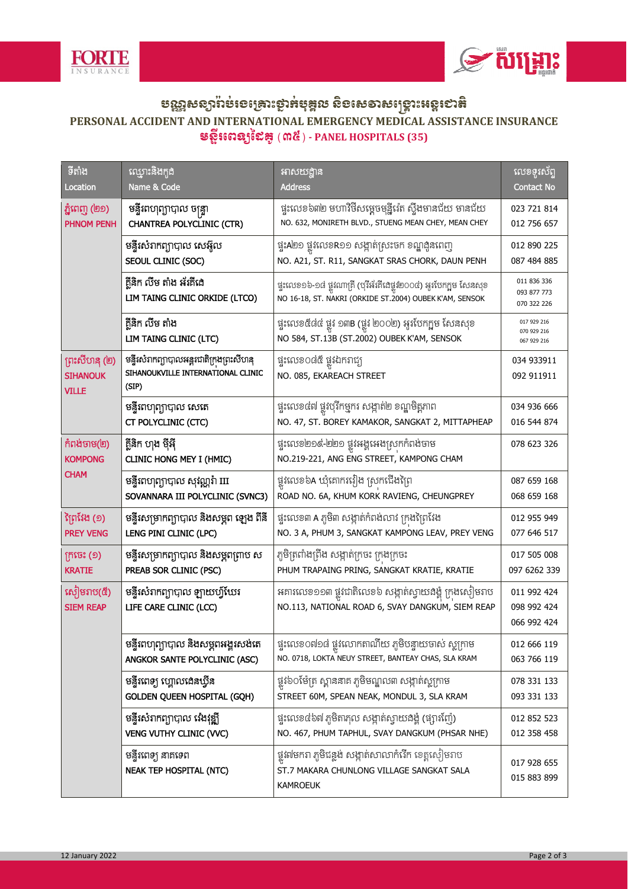## បណ្ណសន្យារ៉ាប់រងគ្រោះថ្នាក់បុគ្គល និងសេវាសង្គ្រោះអន្តរជាតិ

## PERSONAL ACCIDENT AND INTERNATIONAL EMERGENCY MEDICAL ASSISTANCE INSURANCE

## មន្ទីរពេទ្យដៃគូ (៣៥) - PANEL HOSPITALS (35)

| ទីតាំង Location | ឈ្មោះនិងកូដ Name & Code | អាសយដ្ឋាន Address | លេខទូរស័ព្ទ Contact No |
|---|---|---|---|
| ភ្នំពេញ (២១) PHNOM PENH | មន្ទីរពហុព្យាបាល ចន្រ្ទា CHANTREA POLYCLINIC (CTR) | ផ្ទះលេខ៦៣២ មហាវិថីសម្តេចមុន្នីរេត ស្ទឹងមានជ័យ មានជ័យ NO. 632, MONIRETH BLVD., STUENG MEAN CHEY, MEAN CHEY | 023 721 814 012 756 657 |
| | មន្ទីរសំរាកព្យាបាល សេអ៊ូល SEOUL CLINIC (SOC) | ផ្ទះA២១ ផ្លូវលេខR១១ សង្កាត់ស្រះចក ខណ្ឌដូនពេញ NO. A21, ST. R11, SANGKAT SRAS CHORK, DAUN PENH | 012 890 225 087 484 885 |
| | គ្លីនិក លីម តាំង អ័រគីដេ LIM TAING CLINIC ORKIDE (LTCO) | ផ្ទះលេខ១៦-១៨ ផ្លូវណាគ្រី (បុរីអ័រគីដេផ្លូវ២០០៤) អូរបែកក្អម សែនសុខ NO 16-18, ST. NAKRI (ORKIDE ST.2004) OUBEK K'AM, SENSOK | 011 836 336 093 877 773 070 322 226 |
| | គ្លីនិក លីម តាំង LIM TAING CLINIC (LTC) | ផ្ទះលេខ៥៨៤ ផ្លូវ ១៣B (ផ្លូវ ២០០២) អូរបែកក្អម សែនសុខ NO 584, ST.13B (ST.2002) OUBEK K'AM, SENSOK | 017 929 216 070 929 216 067 929 216 |
| ព្រះសីហនុ (២) SIHANOUK VILLE | មន្ទីរសំរាកព្យាបាលអន្តរជាតិក្រុងព្រះសីហនុ SIHANOUKVILLE INTERNATIONAL CLINIC (SIP) | ផ្ទះលេខ០៨៥ ផ្លូវឯករាជ្យ NO. 085, EKAREACH STREET | 034 933911 092 911911 |
| | មន្ទីរពហុព្យាបាល សេតេ CT POLYCLINIC (CTC) | ផ្ទះលេខ៤៧ ផ្លូវបុរីកម្មករ សង្កាត់២ ខណ្ឌមិត្តភាព NO. 47, ST. BOREY KAMAKOR, SANGKAT 2, MITTAPHEAP | 034 936 666 016 544 874 |
| កំពង់ចាម(២) KOMPONG CHAM | គ្លីនិក ហុង ម៉ីអ៊ី CLINIC HONG MEY I (HMIC) | ផ្ទះលេខ២១៩-២២១ ផ្លូវអង្គអេងស្រុកកំពង់ចាម NO.219-221, ANG ENG STREET, KAMPONG CHAM | 078 623 326 |
| | មន្ទីរពហុព្យាបាល សុវណ្ណារ៉ា III SOVANNARA III POLYCLINIC (SVNC3) | ផ្លូវលេខ៦A ឃុំគោករវៀង ស្រុកជើងព្រៃ ROAD NO. 6A, KHUM KORK RAVIENG, CHEUNGPREY | 087 659 168 068 659 168 |
| ព្រៃវែង (១) PREY VENG | មន្ទីរសម្រាកព្យាបាល និងសម្ភព ឡេង ពីនី LENG PINI CLINIC (LPC) | ផ្ទះលេខ៣ A ភូមិ៣ សង្កាត់កំពង់លាវ ក្រុងព្រៃវែង NO. 3 A, PHUM 3, SANGKAT KAMPONG LEAV, PREY VENG | 012 955 949 077 646 517 |
| ក្រចេះ (១) KRATIE | មន្ទីរសម្រាកព្យាបាល និងសម្ភពព្រាប ស PREAB SOR CLINIC (PSC) | ភូមិត្រពាំងព្រីង សង្កាត់ក្រចេះ ក្រុងក្រចេះ PHUM TRAPAING PRING, SANGKAT KRATIE, KRATIE | 017 505 008 097 6262 339 |
| សៀមរាប(៥) SIEM REAP | មន្ទីរសំរាកព្យាបាល ឡាយហ្វ៍ឃែរ LIFE CARE CLINIC (LCC) | អគារលេខ១១៣ ផ្លូវជាតិលេខ៦ សង្កាត់ស្វាយដង្គំ ក្រុងសៀមរាប NO.113, NATIONAL ROAD 6, SVAY DANGKUM, SIEM REAP | 011 992 424 098 992 424 066 992 424 |
| | មន្ទីរពហុព្យាបាល និងសម្ភពអង្គរសង់តេ ANGKOR SANTE POLYCLINIC (ASC) | ផ្ទះលេខ០៧១៨ ផ្លូវលោកតាណឺយ ភូមិបន្ទាយចាស់ ស្លក្រាម NO. 0718, LOKTA NEUY STREET, BANTEAY CHAS, SLA KRAM | 012 666 119 063 766 119 |
| | មន្ទីរពេទ្យ ហ្គោលដេនឃ្វីន GOLDEN QUEEN HOSPITAL (GQH) | ផ្លូវ៦០ម៉ែត្រ ស្ពាននាគ ភូមិមណ្ឌល៣ សង្កាត់ស្លក្រាម STREET 60M, SPEAN NEAK, MONDUL 3, SLA KRAM | 078 331 133 093 331 133 |
| | មន្ទីរសំរាកព្យាបាល វេងវុឌ្ឍី VENG VUTHY CLINIC (VVC) | ផ្ទះលេខ៤៦៧ ភូមិតាផុល សង្កាត់ស្វាយដង្គំ (ផ្សារញ៉េ) NO. 467, PHUM TAPHUL, SVAY DANGKUM (PHSAR NHE) | 012 852 523 012 358 458 |
| | មន្ទីរពេទ្យ នាគទេព NEAK TEP HOSPITAL (NTC) | ផ្លូវ៧មករា ភូមិជន្លង់ សង្កាត់សាលាកំរើក ខេត្តសៀមរាប ST.7 MAKARA CHUNLONG VILLAGE SANGKAT SALA KAMROEUK | 017 928 655 015 883 899 |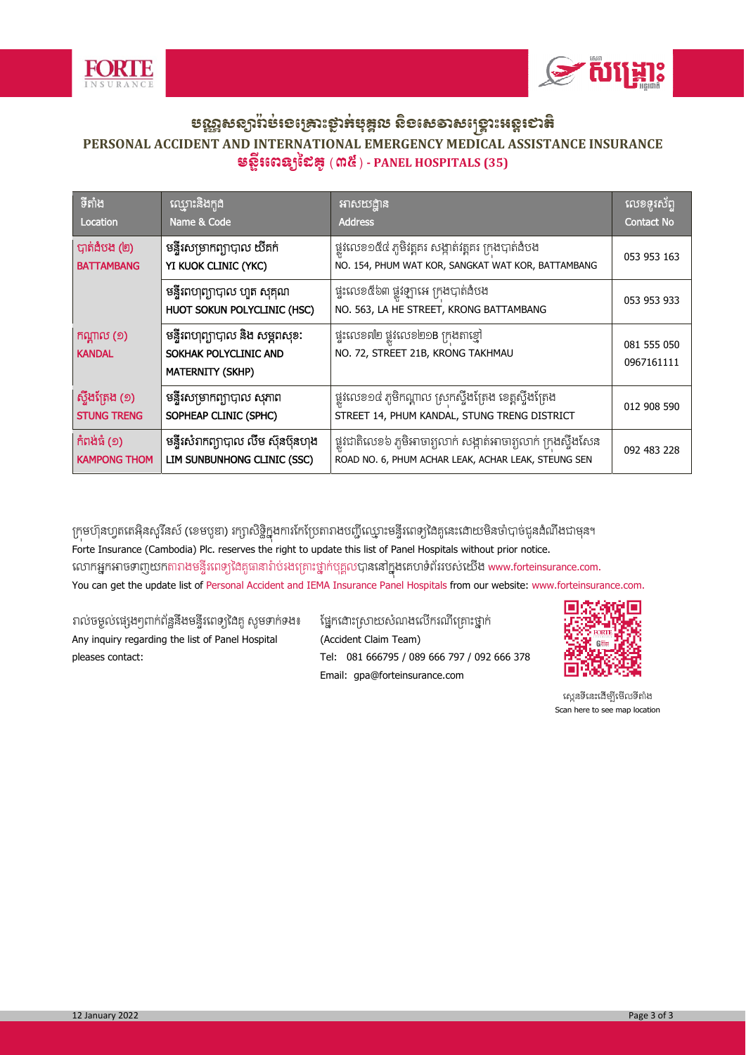## បណ្ណសន្យារ៉ាប់រងគ្រោះថ្នាក់បុគ្គល និងសេវាសង្គ្រោះអន្តរជាតិ

## PERSONAL ACCIDENT AND INTERNATIONAL EMERGENCY MEDICAL ASSISTANCE INSURANCE

### មន្ទីរពេទ្យដៃគូ (៣៥) - PANEL HOSPITALS (35)

| ទីតាំង Location | ឈ្មោះនិងកូដ Name & Code | អាសយដ្ឋាន Address | លេខទូរស័ព្ទ Contact No |
|---|---|---|---|
| បាត់ដំបង (២) BATTAMBANG | មន្ទីរសម្រាកព្យាបាល យីគក់ YI KUOK CLINIC (YKC) | ផ្លូវលេខ១៥៤ ភូមិវត្តគរ សង្កាត់វត្តគរ ក្រុងបាត់ដំបង NO. 154, PHUM WAT KOR, SANGKAT WAT KOR, BATTAMBANG | 053 953 163 |
| | មន្ទីរពហុព្យាបាល ហួត សុគុណ HUOT SOKUN POLYCLINIC (HSC) | ផ្ទះលេខ៥៦៣ ផ្លូវឡាអេ ក្រុងបាត់ដំបង NO. 563, LA HE STREET, KRONG BATTAMBANG | 053 953 933 |
| កណ្តាល (១) KANDAL | មន្ទីរពហុព្យាបាល និង សម្ភពសុខៈ SOKHAK POLYCLINIC AND MATERNITY (SKHP) | ផ្ទះលេខ៧២ ផ្លូវលេខ២១B ក្រុងតាខ្មៅ NO. 72, STREET 21B, KRONG TAKHMAU | 081 555 050 0967161111 |
| ស្ទឹងត្រែង (១) STUNG TRENG | មន្ទីរសម្រាកព្យាបាល សុភាព SOPHEAP CLINIC (SPHC) | ផ្លូវលេខ១៤ ភូមិកណ្តាល ស្រុកស្ទឹងត្រែង ខេត្តស្ទឹងត្រែង STREET 14, PHUM KANDAL, STUNG TRENG DISTRICT | 012 908 590 |
| កំពង់ធំ (១) KAMPONG THOM | មន្ទីរសំរាកព្យាបាល លឹម ស៊ុនប៊ុនហុង LIM SUNBUNHONG CLINIC (SSC) | ផ្លូវជាតិលេខ៦ ភូមិអាចារ្យលាក់ សង្កាត់អាចារ្យលាក់ ក្រុងស្ទឹងសែន ROAD NO. 6, PHUM ACHAR LEAK, ACHAR LEAK, STEUNG SEN | 092 483 228 |

ក្រុមហ៊ុនហ្វតតេអ៊ិនសួរ៉ិនស៍ (ខេមបូឌា) រក្សាសិទ្ធិក្នុងការកែប្រែតារាងបញ្ជីឈ្មោះមន្ទីរពេទ្យដៃគូនេះដោយមិនចាំបាច់ជូនដំណឹងជាមុន។
Forte Insurance (Cambodia) Plc. reserves the right to update this list of Panel Hospitals without prior notice.
លោកអ្នកអាចទាញយកតារាងមន្ទីរពេទ្យដៃគូធានារ៉ាប់រងគ្រោះថ្នាក់បុគ្គលបាននៅក្នុងគេហទំព័ររបស់យើង www.forteinsurance.com.
You can get the update list of Personal Accident and IEMA Insurance Panel Hospitals from our website: www.forteinsurance.com.

រាល់ចម្ងល់ផ្សេងៗពាក់ព័ន្ធនឹងមន្ទីរពេទ្យដៃគូ សូមទាក់ទង៖
Any inquiry regarding the list of Panel Hospital pleases contact:

ផ្នែកដោះស្រាយសំណងលើករណីគ្រោះថ្នាក់
(Accident Claim Team)
Tel: 081 666795 / 089 666 797 / 092 666 378
Email: gpa@forteinsurance.com

ស្កេនទីនេះដើម្បីមើលទីតាំង
Scan here to see map location

12 January 2022